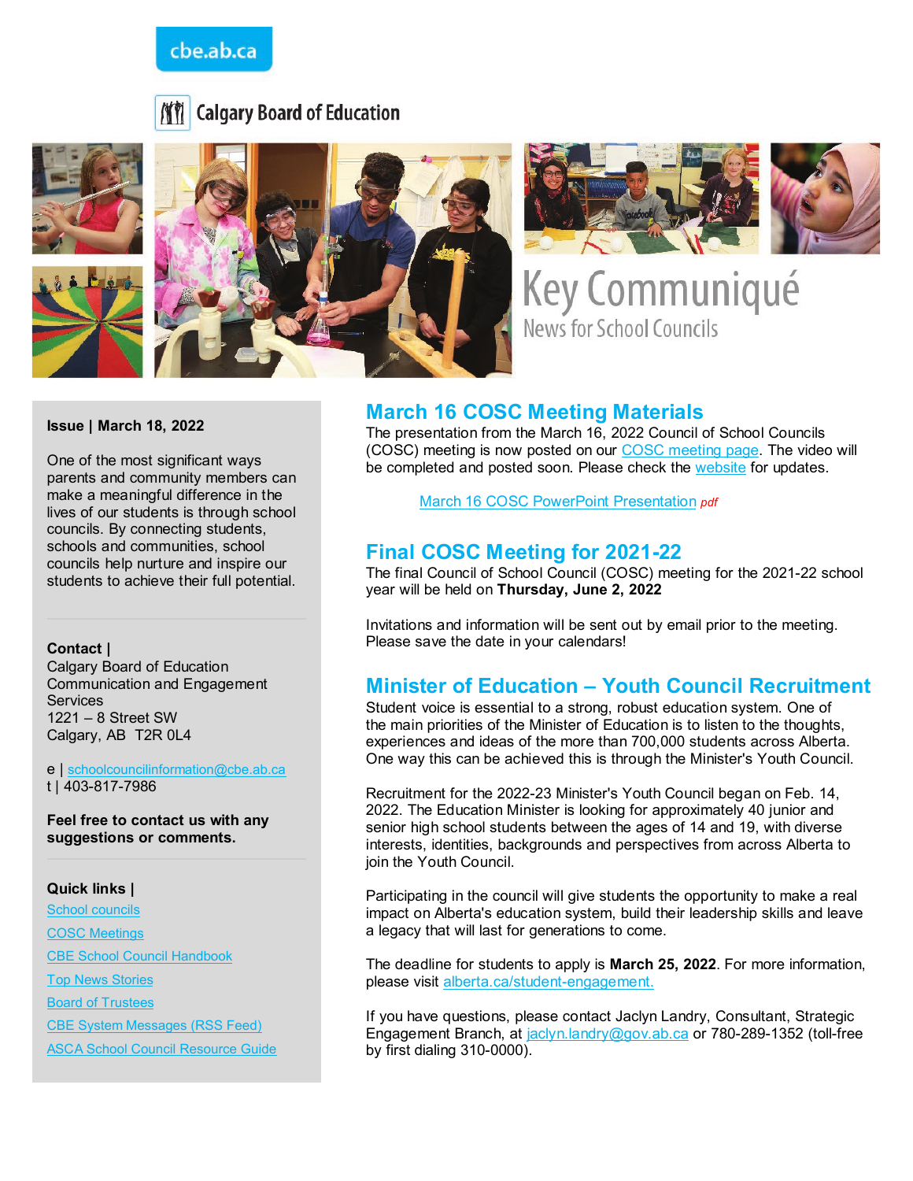cbe.ab.ca

Calgary Board of Education

# Key Communiqué

News for School Councils

**Issue | March 18, 2022**

One of the most significant ways parents and community members can make a meaningful difference in the lives of our students is through school councils. By connecting students, schools and communities, school councils help nurture and inspire our students to achieve their full potential.

**Contact |**
Calgary Board of Education
Communication and Engagement Services
1221 – 8 Street SW
Calgary, AB T2R 0L4

e | schoolcouncilinformation@cbe.ab.ca
t | 403-817-7986

**Feel free to contact us with any suggestions or comments.**

**Quick links |**

- School councils
- COSC Meetings
- CBE School Council Handbook
- Top News Stories
- Board of Trustees
- CBE System Messages (RSS Feed)
- ASCA School Council Resource Guide

## March 16 COSC Meeting Materials

The presentation from the March 16, 2022 Council of School Councils (COSC) meeting is now posted on our COSC meeting page. The video will be completed and posted soon. Please check the website for updates.

March 16 COSC PowerPoint Presentation *pdf*

## Final COSC Meeting for 2021-22

The final Council of School Council (COSC) meeting for the 2021-22 school year will be held on **Thursday, June 2, 2022**

Invitations and information will be sent out by email prior to the meeting. Please save the date in your calendars!

## Minister of Education – Youth Council Recruitment

Student voice is essential to a strong, robust education system. One of the main priorities of the Minister of Education is to listen to the thoughts, experiences and ideas of the more than 700,000 students across Alberta. One way this can be achieved this is through the Minister's Youth Council.

Recruitment for the 2022-23 Minister's Youth Council began on Feb. 14, 2022. The Education Minister is looking for approximately 40 junior and senior high school students between the ages of 14 and 19, with diverse interests, identities, backgrounds and perspectives from across Alberta to join the Youth Council.

Participating in the council will give students the opportunity to make a real impact on Alberta's education system, build their leadership skills and leave a legacy that will last for generations to come.

The deadline for students to apply is **March 25, 2022**. For more information, please visit alberta.ca/student-engagement.

If you have questions, please contact Jaclyn Landry, Consultant, Strategic Engagement Branch, at jaclyn.landry@gov.ab.ca or 780-289-1352 (toll-free by first dialing 310-0000).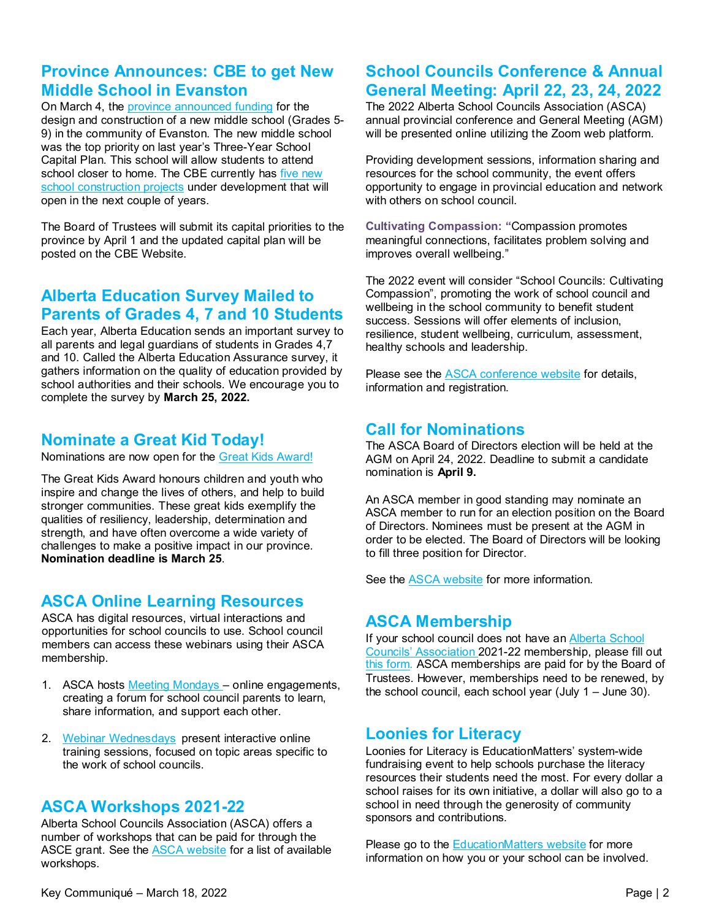## Province Announces: CBE to get New Middle School in Evanston

On March 4, the province announced funding for the design and construction of a new middle school (Grades 5-9) in the community of Evanston. The new middle school was the top priority on last year's Three-Year School Capital Plan. This school will allow students to attend school closer to home. The CBE currently has five new school construction projects under development that will open in the next couple of years.

The Board of Trustees will submit its capital priorities to the province by April 1 and the updated capital plan will be posted on the CBE Website.

## Alberta Education Survey Mailed to Parents of Grades 4, 7 and 10 Students

Each year, Alberta Education sends an important survey to all parents and legal guardians of students in Grades 4,7 and 10. Called the Alberta Education Assurance survey, it gathers information on the quality of education provided by school authorities and their schools. We encourage you to complete the survey by **March 25, 2022.**

## Nominate a Great Kid Today!

Nominations are now open for the Great Kids Award!

The Great Kids Award honours children and youth who inspire and change the lives of others, and help to build stronger communities. These great kids exemplify the qualities of resiliency, leadership, determination and strength, and have often overcome a wide variety of challenges to make a positive impact in our province. **Nomination deadline is March 25**.

## ASCA Online Learning Resources

ASCA has digital resources, virtual interactions and opportunities for school councils to use. School council members can access these webinars using their ASCA membership.

1. ASCA hosts Meeting Mondays – online engagements, creating a forum for school council parents to learn, share information, and support each other.
2. Webinar Wednesdays present interactive online training sessions, focused on topic areas specific to the work of school councils.

## ASCA Workshops 2021-22

Alberta School Councils Association (ASCA) offers a number of workshops that can be paid for through the ASCE grant. See the ASCA website for a list of available workshops.

## School Councils Conference & Annual General Meeting: April 22, 23, 24, 2022

The 2022 Alberta School Councils Association (ASCA) annual provincial conference and General Meeting (AGM) will be presented online utilizing the Zoom web platform.

Providing development sessions, information sharing and resources for the school community, the event offers opportunity to engage in provincial education and network with others on school council.

**Cultivating Compassion: "**Compassion promotes meaningful connections, facilitates problem solving and improves overall wellbeing."

The 2022 event will consider "School Councils: Cultivating Compassion", promoting the work of school council and wellbeing in the school community to benefit student success. Sessions will offer elements of inclusion, resilience, student wellbeing, curriculum, assessment, healthy schools and leadership.

Please see the ASCA conference website for details, information and registration.

## Call for Nominations

The ASCA Board of Directors election will be held at the AGM on April 24, 2022. Deadline to submit a candidate nomination is **April 9.**

An ASCA member in good standing may nominate an ASCA member to run for an election position on the Board of Directors. Nominees must be present at the AGM in order to be elected. The Board of Directors will be looking to fill three position for Director.

See the ASCA website for more information.

## ASCA Membership

If your school council does not have an Alberta School Councils' Association 2021-22 membership, please fill out this form. ASCA memberships are paid for by the Board of Trustees. However, memberships need to be renewed, by the school council, each school year (July 1 – June 30).

## Loonies for Literacy

Loonies for Literacy is EducationMatters' system-wide fundraising event to help schools purchase the literacy resources their students need the most. For every dollar a school raises for its own initiative, a dollar will also go to a school in need through the generosity of community sponsors and contributions.

Please go to the EducationMatters website for more information on how you or your school can be involved.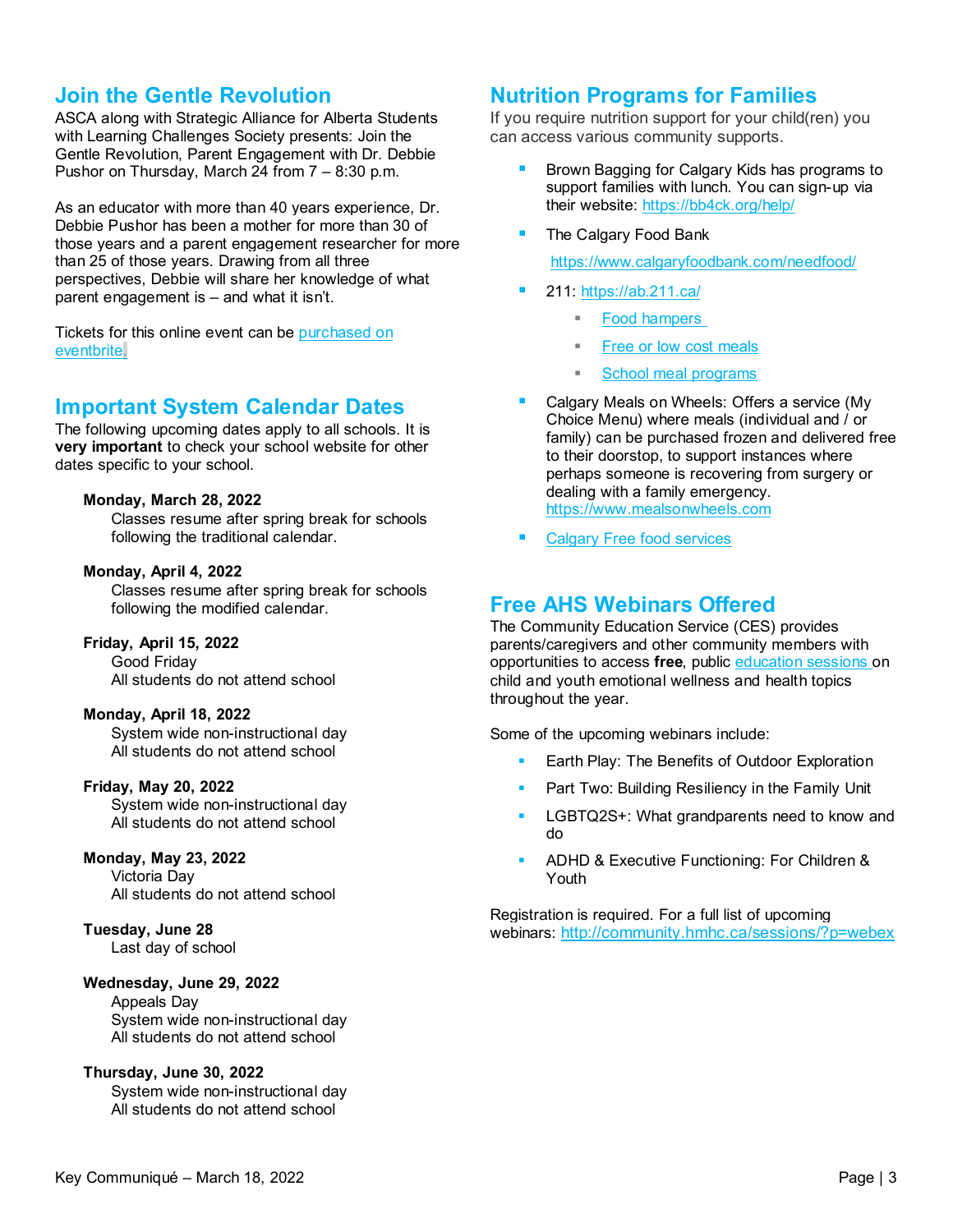## Join the Gentle Revolution

ASCA along with Strategic Alliance for Alberta Students with Learning Challenges Society presents: Join the Gentle Revolution, Parent Engagement with Dr. Debbie Pushor on Thursday, March 24 from 7 – 8:30 p.m.

As an educator with more than 40 years experience, Dr. Debbie Pushor has been a mother for more than 30 of those years and a parent engagement researcher for more than 25 of those years. Drawing from all three perspectives, Debbie will share her knowledge of what parent engagement is – and what it isn't.

Tickets for this online event can be purchased on eventbrite.

## Important System Calendar Dates

The following upcoming dates apply to all schools. It is **very important** to check your school website for other dates specific to your school.

**Monday, March 28, 2022**
Classes resume after spring break for schools following the traditional calendar.

**Monday, April 4, 2022**
Classes resume after spring break for schools following the modified calendar.

**Friday, April 15, 2022**
Good Friday
All students do not attend school

**Monday, April 18, 2022**
System wide non-instructional day
All students do not attend school

**Friday, May 20, 2022**
System wide non-instructional day
All students do not attend school

**Monday, May 23, 2022**
Victoria Day
All students do not attend school

**Tuesday, June 28**
Last day of school

**Wednesday, June 29, 2022**
Appeals Day
System wide non-instructional day
All students do not attend school

**Thursday, June 30, 2022**
System wide non-instructional day
All students do not attend school

## Nutrition Programs for Families

If you require nutrition support for your child(ren) you can access various community supports.

- Brown Bagging for Calgary Kids has programs to support families with lunch. You can sign-up via their website: https://bb4ck.org/help/
- The Calgary Food Bank
  https://www.calgaryfoodbank.com/needfood/
- 211: https://ab.211.ca/
  - Food hampers
  - Free or low cost meals
  - School meal programs
- Calgary Meals on Wheels: Offers a service (My Choice Menu) where meals (individual and / or family) can be purchased frozen and delivered free to their doorstop, to support instances where perhaps someone is recovering from surgery or dealing with a family emergency. https://www.mealsonwheels.com
- Calgary Free food services

## Free AHS Webinars Offered

The Community Education Service (CES) provides parents/caregivers and other community members with opportunities to access **free**, public education sessions on child and youth emotional wellness and health topics throughout the year.

Some of the upcoming webinars include:

- Earth Play: The Benefits of Outdoor Exploration
- Part Two: Building Resiliency in the Family Unit
- LGBTQ2S+: What grandparents need to know and do
- ADHD & Executive Functioning: For Children & Youth

Registration is required. For a full list of upcoming webinars: http://community.hmhc.ca/sessions/?p=webex